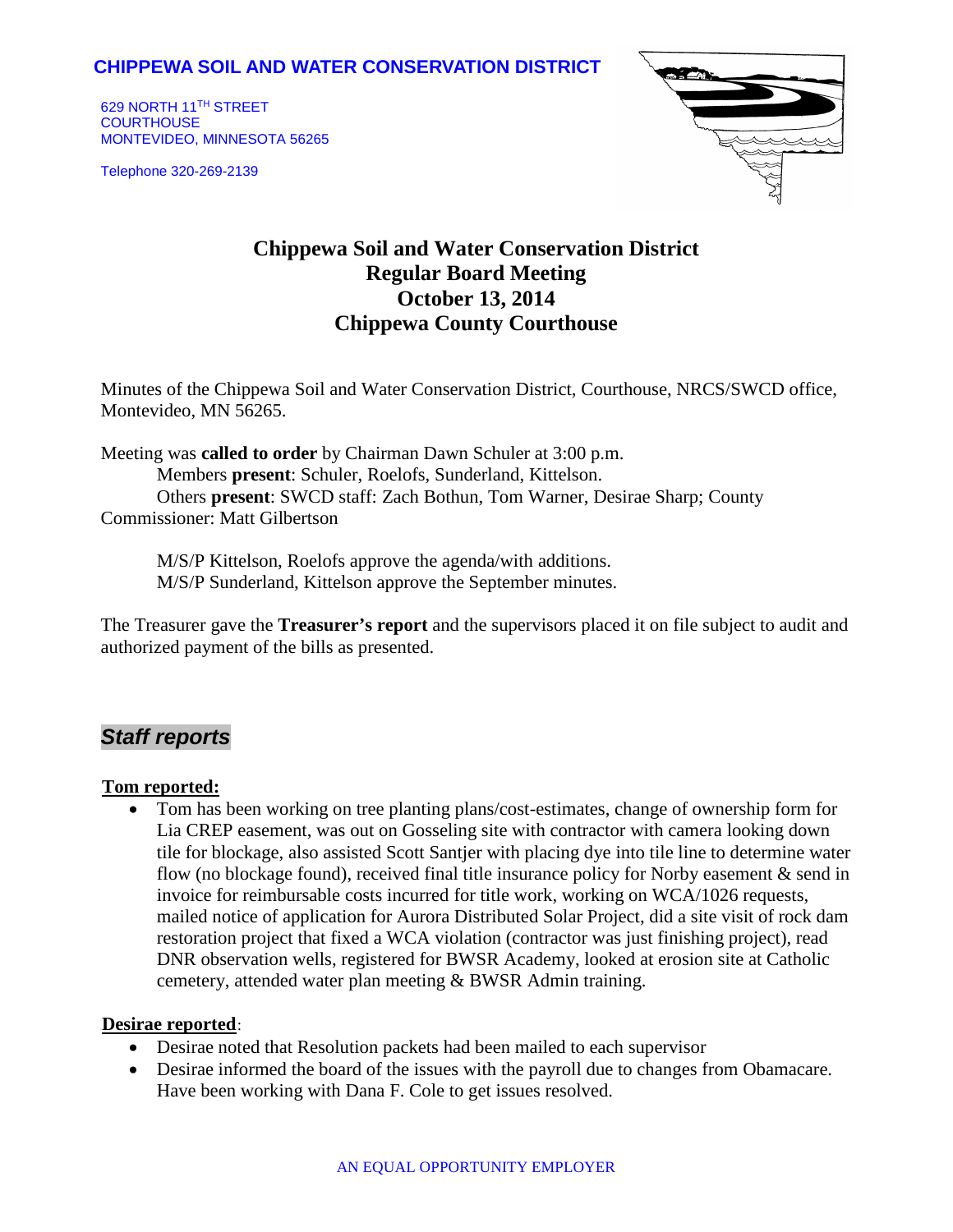**CHIPPEWA SOIL AND WATER CONSERVATION DISTRICT**

629 NORTH 11TH STREET
COURTHOUSE
MONTEVIDEO, MINNESOTA 56265

Telephone 320-269-2139

# Chippewa Soil and Water Conservation District
# Regular Board Meeting
# October 13, 2014
# Chippewa County Courthouse

Minutes of the Chippewa Soil and Water Conservation District, Courthouse, NRCS/SWCD office, Montevideo, MN 56265.

Meeting was **called to order** by Chairman Dawn Schuler at 3:00 p.m.
Members **present**: Schuler, Roelofs, Sunderland, Kittelson.
Others **present**: SWCD staff: Zach Bothun, Tom Warner, Desirae Sharp; County Commissioner: Matt Gilbertson

M/S/P Kittelson, Roelofs approve the agenda/with additions.
M/S/P Sunderland, Kittelson approve the September minutes.

The Treasurer gave the **Treasurer's report** and the supervisors placed it on file subject to audit and authorized payment of the bills as presented.

## *Staff reports*

**Tom reported:**

- Tom has been working on tree planting plans/cost-estimates, change of ownership form for Lia CREP easement, was out on Gosseling site with contractor with camera looking down tile for blockage, also assisted Scott Santjer with placing dye into tile line to determine water flow (no blockage found), received final title insurance policy for Norby easement & send in invoice for reimbursable costs incurred for title work, working on WCA/1026 requests, mailed notice of application for Aurora Distributed Solar Project, did a site visit of rock dam restoration project that fixed a WCA violation (contractor was just finishing project), read DNR observation wells, registered for BWSR Academy, looked at erosion site at Catholic cemetery, attended water plan meeting & BWSR Admin training.

**Desirae reported**:

- Desirae noted that Resolution packets had been mailed to each supervisor
- Desirae informed the board of the issues with the payroll due to changes from Obamacare. Have been working with Dana F. Cole to get issues resolved.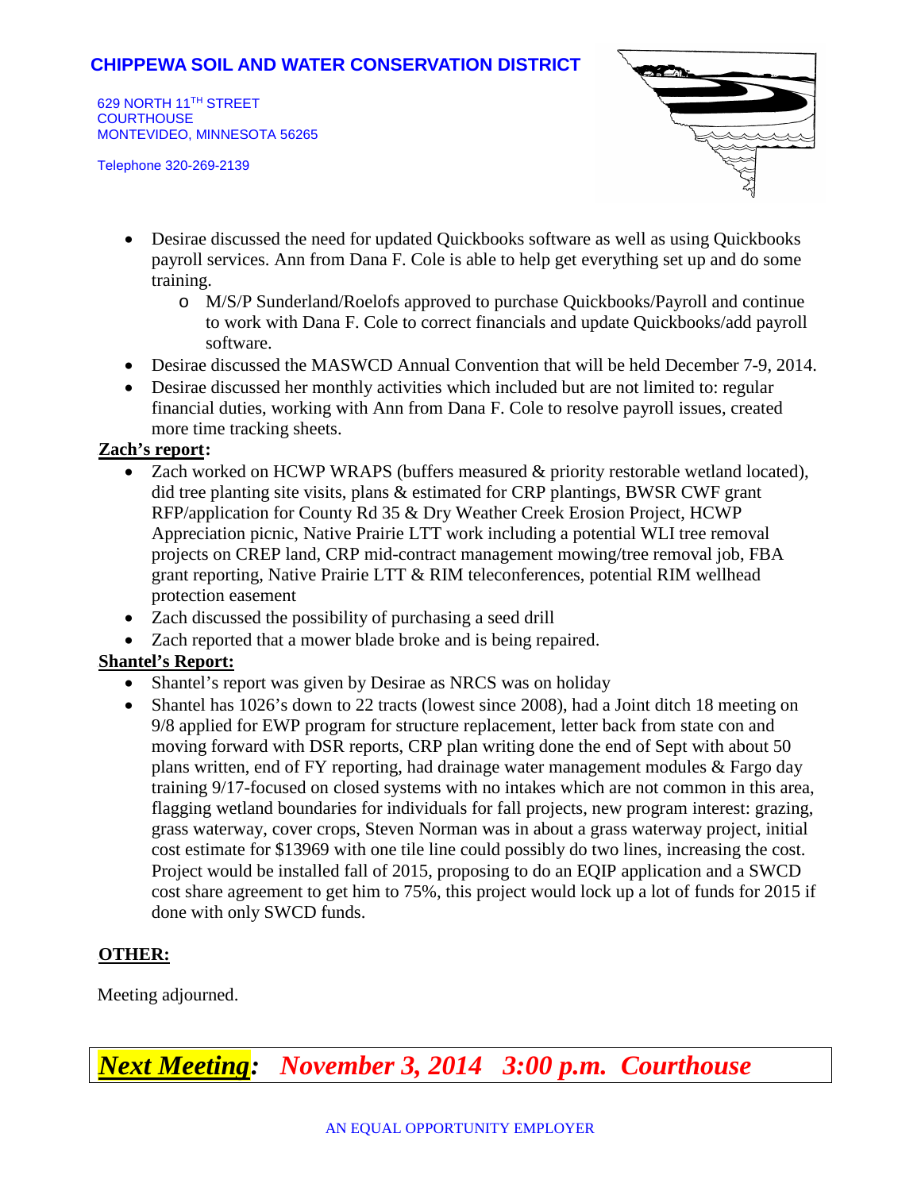**CHIPPEWA SOIL AND WATER CONSERVATION DISTRICT**

629 NORTH 11TH STREET
COURTHOUSE
MONTEVIDEO, MINNESOTA 56265

Telephone 320-269-2139

- Desirae discussed the need for updated Quickbooks software as well as using Quickbooks payroll services. Ann from Dana F. Cole is able to help get everything set up and do some training.
  - M/S/P Sunderland/Roelofs approved to purchase Quickbooks/Payroll and continue to work with Dana F. Cole to correct financials and update Quickbooks/add payroll software.
- Desirae discussed the MASWCD Annual Convention that will be held December 7-9, 2014.
- Desirae discussed her monthly activities which included but are not limited to: regular financial duties, working with Ann from Dana F. Cole to resolve payroll issues, created more time tracking sheets.

**Zach's report:**

- Zach worked on HCWP WRAPS (buffers measured & priority restorable wetland located), did tree planting site visits, plans & estimated for CRP plantings, BWSR CWF grant RFP/application for County Rd 35 & Dry Weather Creek Erosion Project, HCWP Appreciation picnic, Native Prairie LTT work including a potential WLI tree removal projects on CREP land, CRP mid-contract management mowing/tree removal job, FBA grant reporting, Native Prairie LTT & RIM teleconferences, potential RIM wellhead protection easement
- Zach discussed the possibility of purchasing a seed drill
- Zach reported that a mower blade broke and is being repaired.

**Shantel's Report:**

- Shantel's report was given by Desirae as NRCS was on holiday
- Shantel has 1026's down to 22 tracts (lowest since 2008), had a Joint ditch 18 meeting on 9/8 applied for EWP program for structure replacement, letter back from state con and moving forward with DSR reports, CRP plan writing done the end of Sept with about 50 plans written, end of FY reporting, had drainage water management modules & Fargo day training 9/17-focused on closed systems with no intakes which are not common in this area, flagging wetland boundaries for individuals for fall projects, new program interest: grazing, grass waterway, cover crops, Steven Norman was in about a grass waterway project, initial cost estimate for $13969 with one tile line could possibly do two lines, increasing the cost. Project would be installed fall of 2015, proposing to do an EQIP application and a SWCD cost share agreement to get him to 75%, this project would lock up a lot of funds for 2015 if done with only SWCD funds.

**OTHER:**

Meeting adjourned.

***Next Meeting*: *November 3, 2014 3:00 p.m. Courthouse***

AN EQUAL OPPORTUNITY EMPLOYER